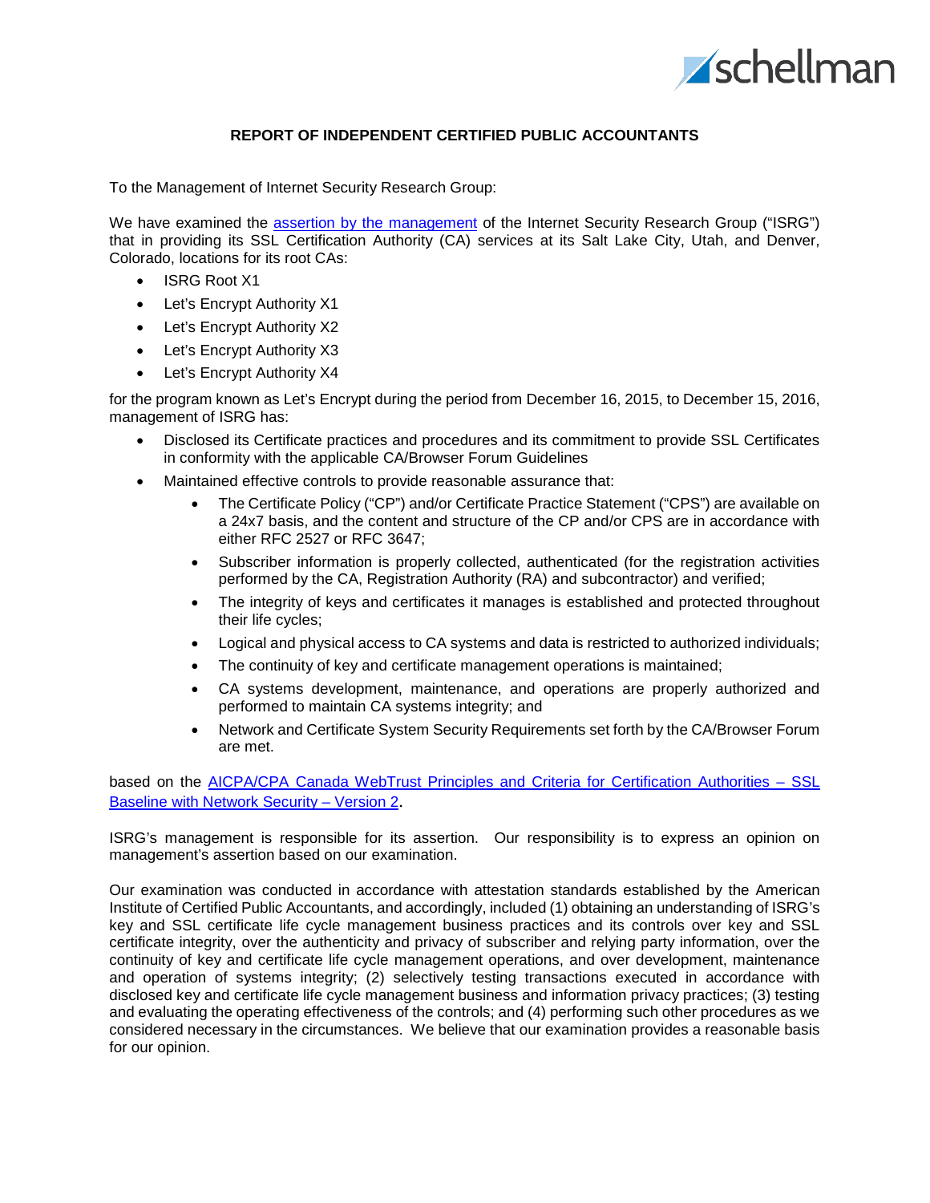# REPORT OF INDEPENDENT CERTIFIED PUBLIC ACCOUNTANTS

To the Management of Internet Security Research Group:

We have examined the [assertion by the management]() of the Internet Security Research Group ("ISRG") that in providing its SSL Certification Authority (CA) services at its Salt Lake City, Utah, and Denver, Colorado, locations for its root CAs:

- ISRG Root X1
- Let's Encrypt Authority X1
- Let's Encrypt Authority X2
- Let's Encrypt Authority X3
- Let's Encrypt Authority X4

for the program known as Let's Encrypt during the period from December 16, 2015, to December 15, 2016, management of ISRG has:

- Disclosed its Certificate practices and procedures and its commitment to provide SSL Certificates in conformity with the applicable CA/Browser Forum Guidelines
- Maintained effective controls to provide reasonable assurance that:
  - The Certificate Policy ("CP") and/or Certificate Practice Statement ("CPS") are available on a 24x7 basis, and the content and structure of the CP and/or CPS are in accordance with either RFC 2527 or RFC 3647;
  - Subscriber information is properly collected, authenticated (for the registration activities performed by the CA, Registration Authority (RA) and subcontractor) and verified;
  - The integrity of keys and certificates it manages is established and protected throughout their life cycles;
  - Logical and physical access to CA systems and data is restricted to authorized individuals;
  - The continuity of key and certificate management operations is maintained;
  - CA systems development, maintenance, and operations are properly authorized and performed to maintain CA systems integrity; and
  - Network and Certificate System Security Requirements set forth by the CA/Browser Forum are met.

based on the [AICPA/CPA Canada WebTrust Principles and Criteria for Certification Authorities – SSL Baseline with Network Security – Version 2]().

ISRG's management is responsible for its assertion. Our responsibility is to express an opinion on management's assertion based on our examination.

Our examination was conducted in accordance with attestation standards established by the American Institute of Certified Public Accountants, and accordingly, included (1) obtaining an understanding of ISRG's key and SSL certificate life cycle management business practices and its controls over key and SSL certificate integrity, over the authenticity and privacy of subscriber and relying party information, over the continuity of key and certificate life cycle management operations, and over development, maintenance and operation of systems integrity; (2) selectively testing transactions executed in accordance with disclosed key and certificate life cycle management business and information privacy practices; (3) testing and evaluating the operating effectiveness of the controls; and (4) performing such other procedures as we considered necessary in the circumstances. We believe that our examination provides a reasonable basis for our opinion.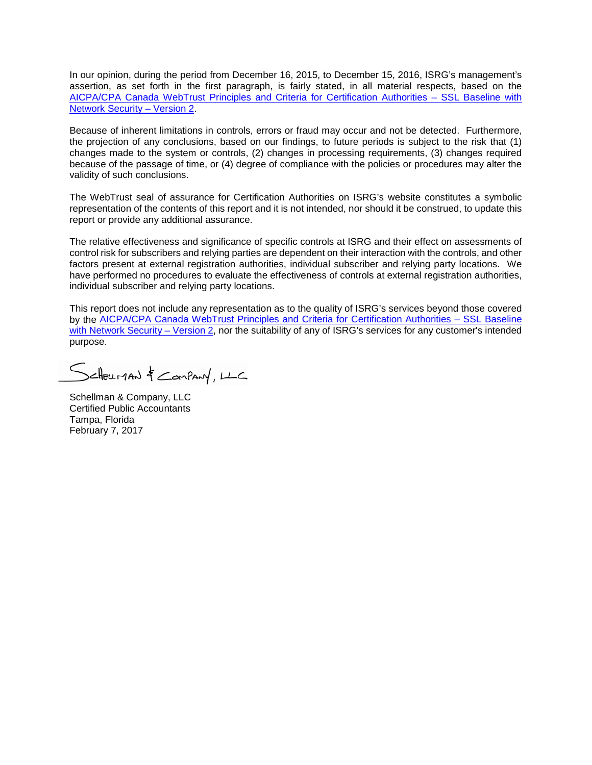In our opinion, during the period from December 16, 2015, to December 15, 2016, ISRG's management's assertion, as set forth in the first paragraph, is fairly stated, in all material respects, based on the AICPA/CPA Canada WebTrust Principles and Criteria for Certification Authorities – SSL Baseline with Network Security – Version 2.

Because of inherent limitations in controls, errors or fraud may occur and not be detected. Furthermore, the projection of any conclusions, based on our findings, to future periods is subject to the risk that (1) changes made to the system or controls, (2) changes in processing requirements, (3) changes required because of the passage of time, or (4) degree of compliance with the policies or procedures may alter the validity of such conclusions.

The WebTrust seal of assurance for Certification Authorities on ISRG's website constitutes a symbolic representation of the contents of this report and it is not intended, nor should it be construed, to update this report or provide any additional assurance.

The relative effectiveness and significance of specific controls at ISRG and their effect on assessments of control risk for subscribers and relying parties are dependent on their interaction with the controls, and other factors present at external registration authorities, individual subscriber and relying party locations. We have performed no procedures to evaluate the effectiveness of controls at external registration authorities, individual subscriber and relying party locations.

This report does not include any representation as to the quality of ISRG's services beyond those covered by the AICPA/CPA Canada WebTrust Principles and Criteria for Certification Authorities – SSL Baseline with Network Security – Version 2, nor the suitability of any of ISRG's services for any customer's intended purpose.

Schellman & Company, LLC

Schellman & Company, LLC
Certified Public Accountants
Tampa, Florida
February 7, 2017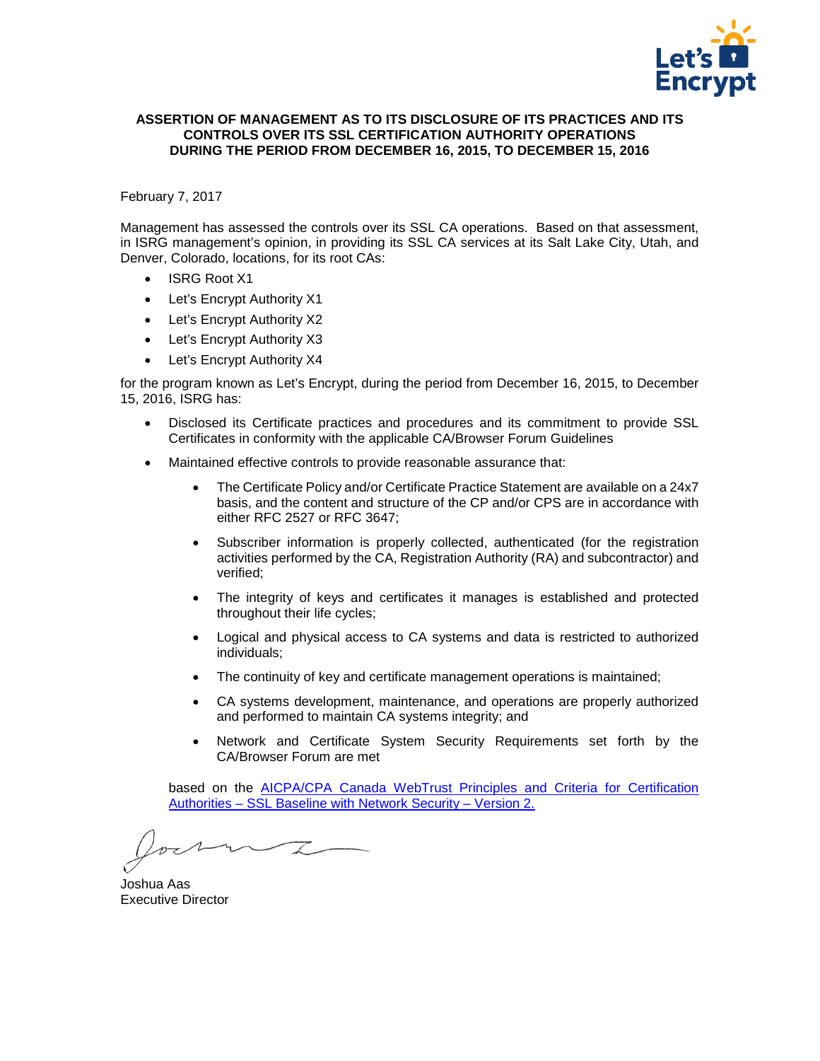**ASSERTION OF MANAGEMENT AS TO ITS DISCLOSURE OF ITS PRACTICES AND ITS CONTROLS OVER ITS SSL CERTIFICATION AUTHORITY OPERATIONS DURING THE PERIOD FROM DECEMBER 16, 2015, TO DECEMBER 15, 2016**

February 7, 2017

Management has assessed the controls over its SSL CA operations. Based on that assessment, in ISRG management's opinion, in providing its SSL CA services at its Salt Lake City, Utah, and Denver, Colorado, locations, for its root CAs:

- ISRG Root X1
- Let's Encrypt Authority X1
- Let's Encrypt Authority X2
- Let's Encrypt Authority X3
- Let's Encrypt Authority X4

for the program known as Let's Encrypt, during the period from December 16, 2015, to December 15, 2016, ISRG has:

- Disclosed its Certificate practices and procedures and its commitment to provide SSL Certificates in conformity with the applicable CA/Browser Forum Guidelines
- Maintained effective controls to provide reasonable assurance that:
  - The Certificate Policy and/or Certificate Practice Statement are available on a 24x7 basis, and the content and structure of the CP and/or CPS are in accordance with either RFC 2527 or RFC 3647;
  - Subscriber information is properly collected, authenticated (for the registration activities performed by the CA, Registration Authority (RA) and subcontractor) and verified;
  - The integrity of keys and certificates it manages is established and protected throughout their life cycles;
  - Logical and physical access to CA systems and data is restricted to authorized individuals;
  - The continuity of key and certificate management operations is maintained;
  - CA systems development, maintenance, and operations are properly authorized and performed to maintain CA systems integrity; and
  - Network and Certificate System Security Requirements set forth by the CA/Browser Forum are met

  based on the AICPA/CPA Canada WebTrust Principles and Criteria for Certification Authorities – SSL Baseline with Network Security – Version 2.

Joshua Aas
Executive Director